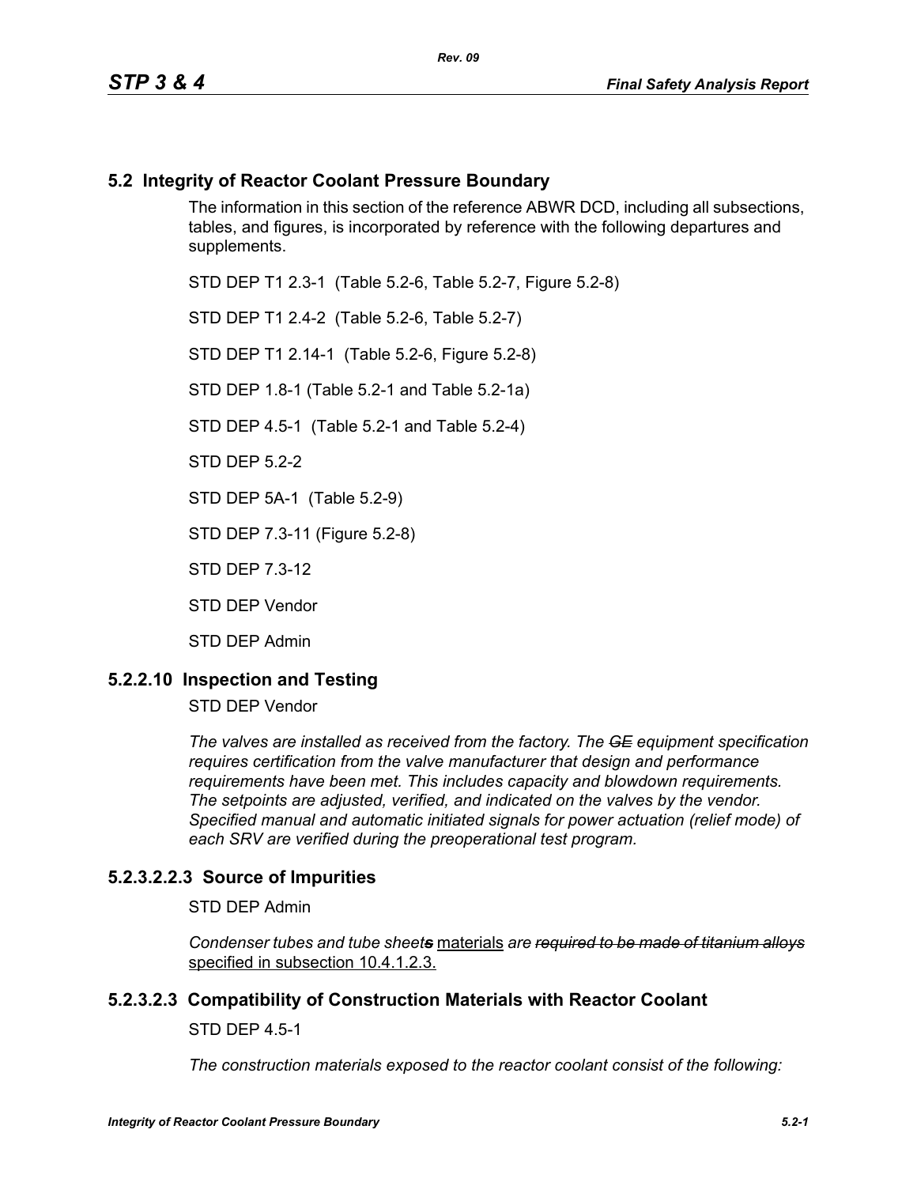## 5.2 Integrity of Reactor Coolant Pressure Boundary

The information in this section of the reference ABWR DCD, including all subsections, tables, and figures, is incorporated by reference with the following departures and supplements.

STD DEP T1 2.3-1 (Table 5.2-6, Table 5.2-7, Figure 5.2-8)

STD DEP T1 2.4-2 (Table 5.2-6, Table 5.2-7)

STD DEP T1 2.14-1 (Table 5.2-6, Figure 5.2-8)

STD DEP 1.8-1 (Table 5.2-1 and Table 5.2-1a)

STD DEP 4.5-1 (Table 5.2-1 and Table 5.2-4)

STD DEP 5.2-2

STD DEP 5A-1 (Table 5.2-9)

STD DEP 7.3-11 (Figure 5.2-8)

STD DEP 7.3-12

STD DEP Vendor

STD DEP Admin

### 5.2.2.10 Inspection and Testing

STD DEP Vendor

*The valves are installed as received from the factory. The ~~GE~~ equipment specification requires certification from the valve manufacturer that design and performance requirements have been met. This includes capacity and blowdown requirements. The setpoints are adjusted, verified, and indicated on the valves by the vendor. Specified manual and automatic initiated signals for power actuation (relief mode) of each SRV are verified during the preoperational test program.*

### 5.2.3.2.2.3 Source of Impurities

STD DEP Admin

*Condenser tubes and tube sheet~~s~~* materials *are ~~required to be made of titanium alloys~~* specified in subsection 10.4.1.2.3.

### 5.2.3.2.3 Compatibility of Construction Materials with Reactor Coolant

STD DEP 4.5-1

*The construction materials exposed to the reactor coolant consist of the following:*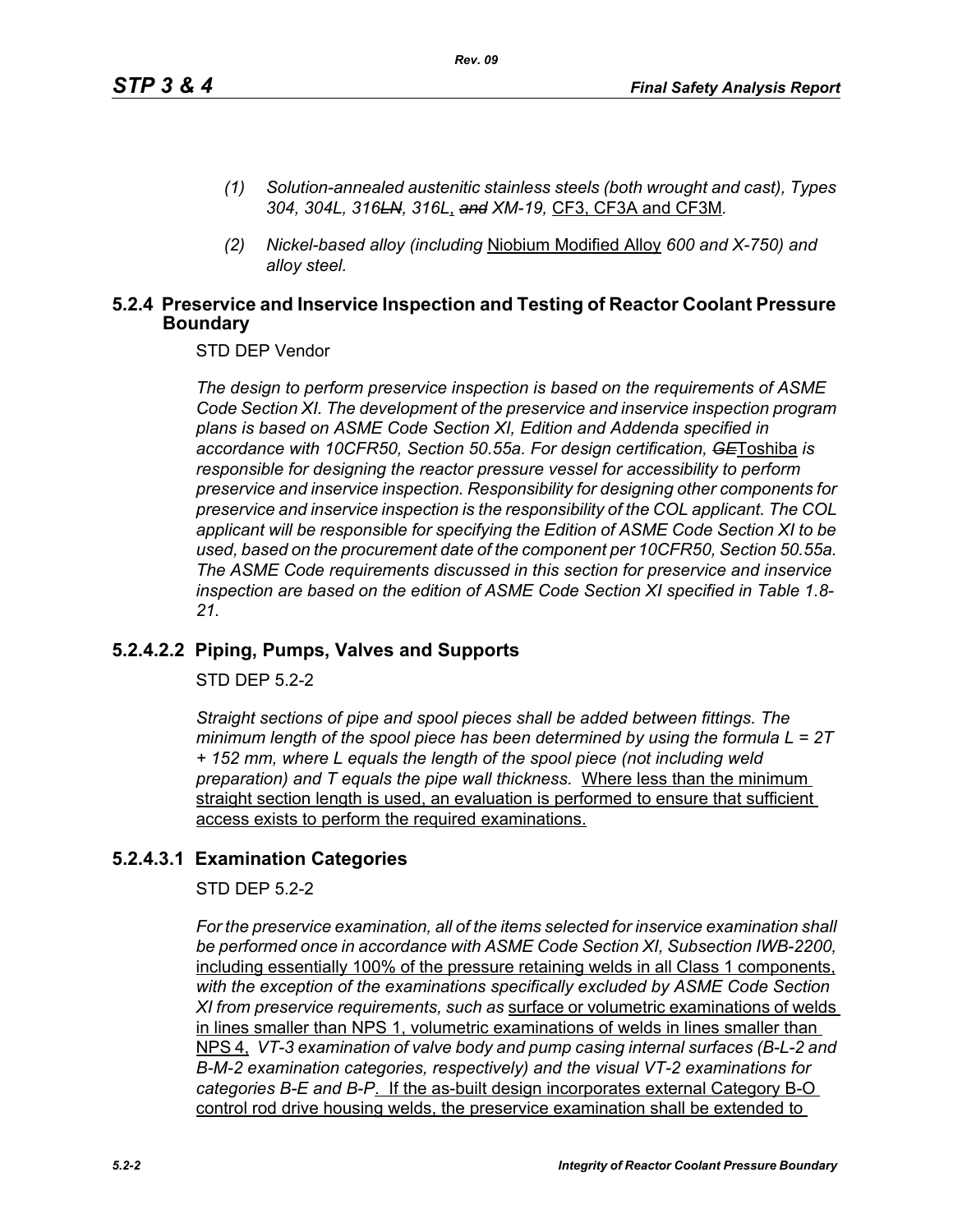*(1) Solution-annealed austenitic stainless steels (both wrought and cast), Types 304, 304L, 316~~LN~~, 316L, ~~and~~ XM-19,* CF3, CF3A and CF3M*.*

*(2) Nickel-based alloy (including* Niobium Modified Alloy *600 and X-750) and alloy steel.*

## 5.2.4 Preservice and Inservice Inspection and Testing of Reactor Coolant Pressure Boundary

STD DEP Vendor

*The design to perform preservice inspection is based on the requirements of ASME Code Section XI. The development of the preservice and inservice inspection program plans is based on ASME Code Section XI, Edition and Addenda specified in accordance with 10CFR50, Section 50.55a. For design certification, ~~GE~~*Toshiba *is responsible for designing the reactor pressure vessel for accessibility to perform preservice and inservice inspection. Responsibility for designing other components for preservice and inservice inspection is the responsibility of the COL applicant. The COL applicant will be responsible for specifying the Edition of ASME Code Section XI to be used, based on the procurement date of the component per 10CFR50, Section 50.55a. The ASME Code requirements discussed in this section for preservice and inservice inspection are based on the edition of ASME Code Section XI specified in Table 1.8-21.*

## 5.2.4.2.2 Piping, Pumps, Valves and Supports

STD DEP 5.2-2

*Straight sections of pipe and spool pieces shall be added between fittings. The minimum length of the spool piece has been determined by using the formula $L = 2T + 152$ mm, where L equals the length of the spool piece (not including weld preparation) and T equals the pipe wall thickness.* Where less than the minimum straight section length is used, an evaluation is performed to ensure that sufficient access exists to perform the required examinations.

## 5.2.4.3.1 Examination Categories

STD DEP 5.2-2

*For the preservice examination, all of the items selected for inservice examination shall be performed once in accordance with ASME Code Section XI, Subsection IWB-2200,* including essentially 100% of the pressure retaining welds in all Class 1 components, *with the exception of the examinations specifically excluded by ASME Code Section XI from preservice requirements, such as* surface or volumetric examinations of welds in lines smaller than NPS 1, volumetric examinations of welds in lines smaller than NPS 4, *VT-3 examination of valve body and pump casing internal surfaces (B-L-2 and B-M-2 examination categories, respectively) and the visual VT-2 examinations for categories B-E and B-P*. If the as-built design incorporates external Category B-O control rod drive housing welds, the preservice examination shall be extended to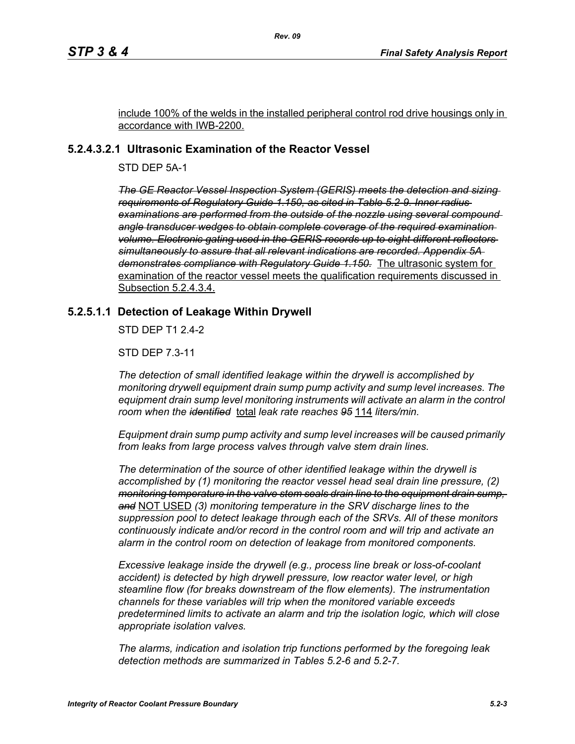include 100% of the welds in the installed peripheral control rod drive housings only in accordance with IWB-2200.

### 5.2.4.3.2.1 Ultrasonic Examination of the Reactor Vessel

STD DEP 5A-1

~~*The GE Reactor Vessel Inspection System (GERIS) meets the detection and sizing requirements of Regulatory Guide 1.150, as cited in Table 5.2-9. Inner radius examinations are performed from the outside of the nozzle using several compound angle transducer wedges to obtain complete coverage of the required examination volume. Electronic gating used in the GERIS records up to eight different reflectors simultaneously to assure that all relevant indications are recorded. Appendix 5A demonstrates compliance with Regulatory Guide 1.150.*~~ <u>The ultrasonic system for examination of the reactor vessel meets the qualification requirements discussed in Subsection 5.2.4.3.4.</u>

### 5.2.5.1.1 Detection of Leakage Within Drywell

STD DEP T1 2.4-2

STD DEP 7.3-11

*The detection of small identified leakage within the drywell is accomplished by monitoring drywell equipment drain sump pump activity and sump level increases. The equipment drain sump level monitoring instruments will activate an alarm in the control room when the ~~identified~~* <u>total</u> *leak rate reaches ~~95~~* <u>114</u> *liters/min.*

*Equipment drain sump pump activity and sump level increases will be caused primarily from leaks from large process valves through valve stem drain lines.*

*The determination of the source of other identified leakage within the drywell is accomplished by (1) monitoring the reactor vessel head seal drain line pressure, (2) ~~monitoring temperature in the valve stem seals drain line to the equipment drain sump, and~~* <u>NOT USED</u> *(3) monitoring temperature in the SRV discharge lines to the suppression pool to detect leakage through each of the SRVs. All of these monitors continuously indicate and/or record in the control room and will trip and activate an alarm in the control room on detection of leakage from monitored components.*

*Excessive leakage inside the drywell (e.g., process line break or loss-of-coolant accident) is detected by high drywell pressure, low reactor water level, or high steamline flow (for breaks downstream of the flow elements). The instrumentation channels for these variables will trip when the monitored variable exceeds predetermined limits to activate an alarm and trip the isolation logic, which will close appropriate isolation valves.*

*The alarms, indication and isolation trip functions performed by the foregoing leak detection methods are summarized in Tables 5.2-6 and 5.2-7.*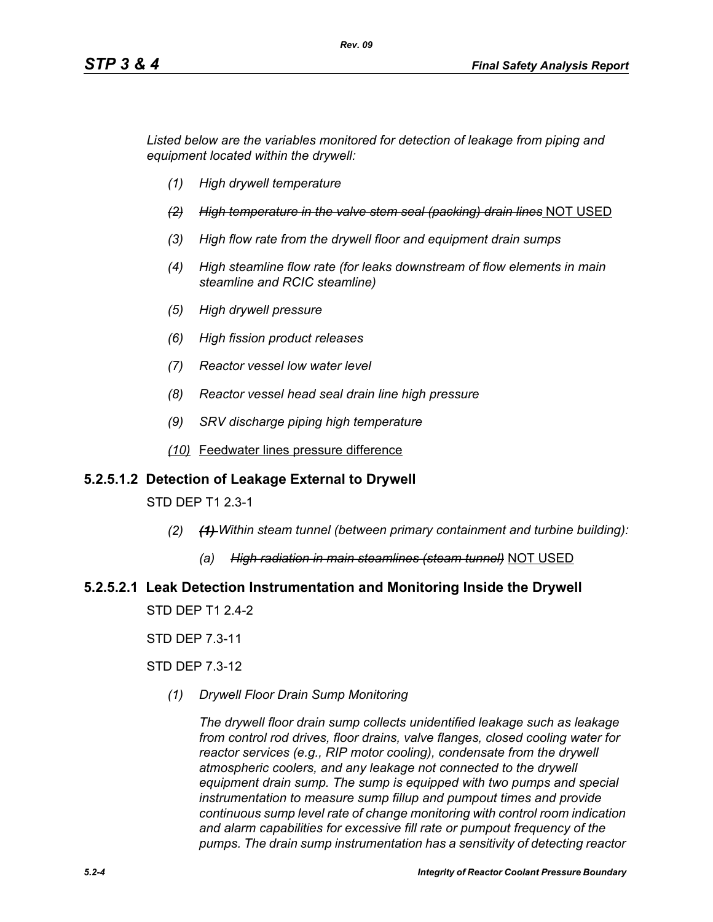*Listed below are the variables monitored for detection of leakage from piping and equipment located within the drywell:*

- *(1) High drywell temperature*
- ~~*(2) High temperature in the valve stem seal (packing) drain lines*~~ NOT USED
- *(3) High flow rate from the drywell floor and equipment drain sumps*
- *(4) High steamline flow rate (for leaks downstream of flow elements in main steamline and RCIC steamline)*
- *(5) High drywell pressure*
- *(6) High fission product releases*
- *(7) Reactor vessel low water level*
- *(8) Reactor vessel head seal drain line high pressure*
- *(9) SRV discharge piping high temperature*
- *(10)* Feedwater lines pressure difference

### 5.2.5.1.2 Detection of Leakage External to Drywell

STD DEP T1 2.3-1

*(2)* ~~*(1)*~~ *Within steam tunnel (between primary containment and turbine building):*

- *(a)* ~~*High radiation in main steamlines (steam tunnel)*~~ NOT USED

### 5.2.5.2.1 Leak Detection Instrumentation and Monitoring Inside the Drywell

STD DEP T1 2.4-2

STD DEP 7.3-11

STD DEP 7.3-12

*(1) Drywell Floor Drain Sump Monitoring*

*The drywell floor drain sump collects unidentified leakage such as leakage from control rod drives, floor drains, valve flanges, closed cooling water for reactor services (e.g., RIP motor cooling), condensate from the drywell atmospheric coolers, and any leakage not connected to the drywell equipment drain sump. The sump is equipped with two pumps and special instrumentation to measure sump fillup and pumpout times and provide continuous sump level rate of change monitoring with control room indication and alarm capabilities for excessive fill rate or pumpout frequency of the pumps. The drain sump instrumentation has a sensitivity of detecting reactor*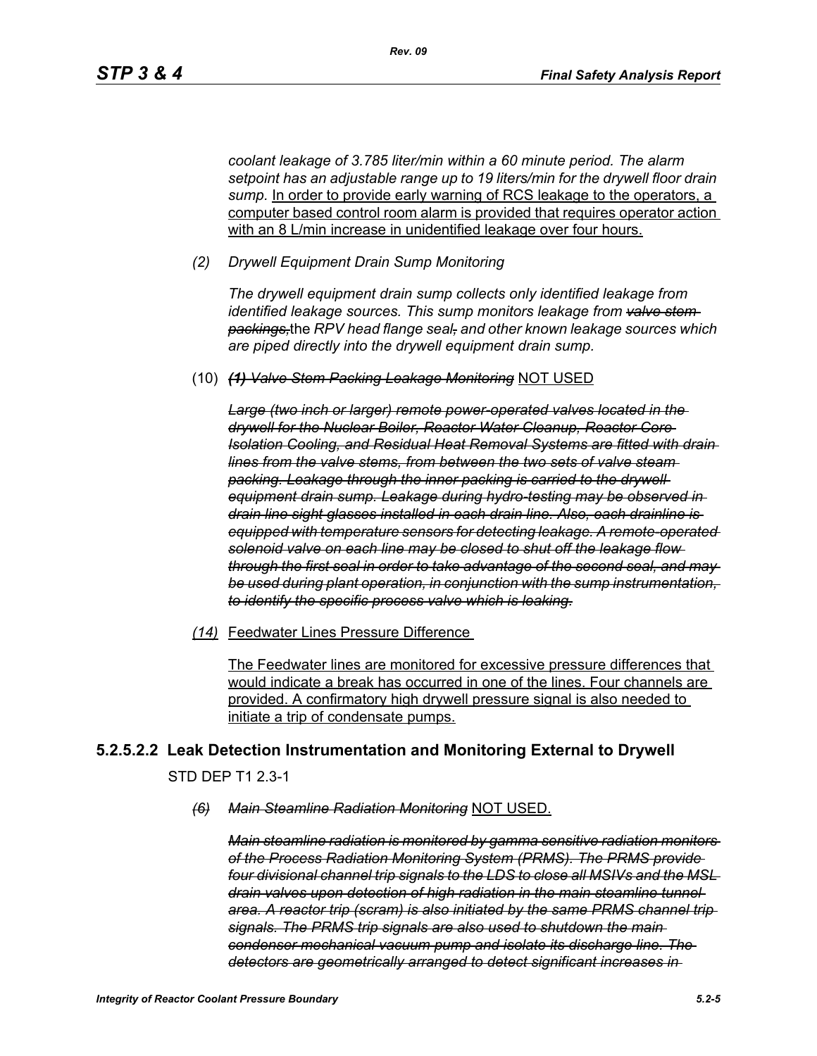*coolant leakage of 3.785 liter/min within a 60 minute period. The alarm setpoint has an adjustable range up to 19 liters/min for the drywell floor drain sump.* In order to provide early warning of RCS leakage to the operators, a computer based control room alarm is provided that requires operator action with an 8 L/min increase in unidentified leakage over four hours.

*(2) Drywell Equipment Drain Sump Monitoring*

*The drywell equipment drain sump collects only identified leakage from identified leakage sources. This sump monitors leakage from ~~valve stem packings,~~*the *RPV head flange seal~~,~~ and other known leakage sources which are piped directly into the drywell equipment drain sump.*

(10) ***~~(1) Valve Stem Packing Leakage Monitoring~~*** NOT USED

***~~Large (two inch or larger) remote power-operated valves located in the drywell for the Nuclear Boiler, Reactor Water Cleanup, Reactor Core Isolation Cooling, and Residual Heat Removal Systems are fitted with drain lines from the valve stems, from between the two sets of valve steam packing. Leakage through the inner packing is carried to the drywell equipment drain sump. Leakage during hydro-testing may be observed in drain line sight glasses installed in each drain line. Also, each drainline is equipped with temperature sensors for detecting leakage. A remote-operated solenoid valve on each line may be closed to shut off the leakage flow through the first seal in order to take advantage of the second seal, and may be used during plant operation, in conjunction with the sump instrumentation, to identify the specific process valve which is leaking.~~***

*(14)* Feedwater Lines Pressure Difference

The Feedwater lines are monitored for excessive pressure differences that would indicate a break has occurred in one of the lines. Four channels are provided. A confirmatory high drywell pressure signal is also needed to initiate a trip of condensate pumps.

### 5.2.5.2.2 Leak Detection Instrumentation and Monitoring External to Drywell

STD DEP T1 2.3-1

*~~(6) Main Steamline Radiation Monitoring~~* NOT USED.

***~~Main steamline radiation is monitored by gamma sensitive radiation monitors of the Process Radiation Monitoring System (PRMS). The PRMS provide four divisional channel trip signals to the LDS to close all MSIVs and the MSL drain valves upon detection of high radiation in the main steamline tunnel area. A reactor trip (scram) is also initiated by the same PRMS channel trip signals. The PRMS trip signals are also used to shutdown the main condenser mechanical vacuum pump and isolate its discharge line. The detectors are geometrically arranged to detect significant increases in~~***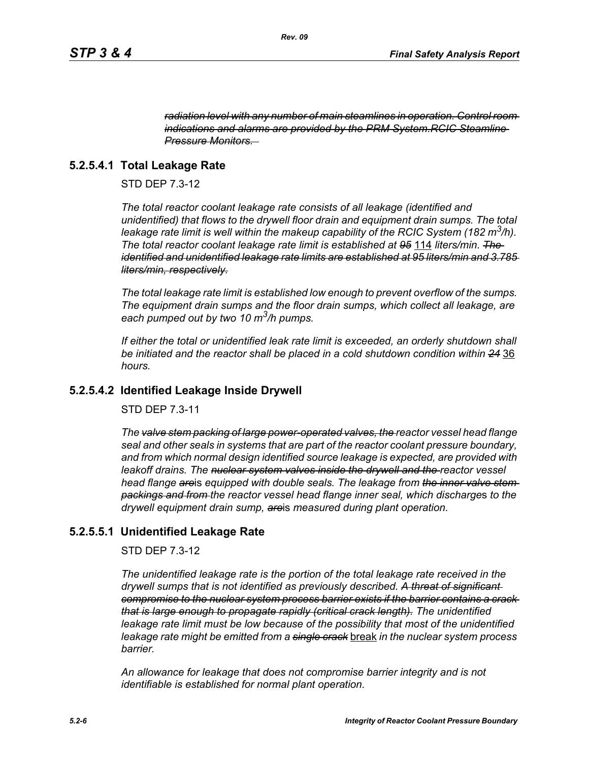~~*radiation level with any number of main steamlines in operation. Control room indications and alarms are provided by the PRM System.RCIC Steamline Pressure Monitors.*~~

### 5.2.5.4.1 Total Leakage Rate

STD DEP 7.3-12

*The total reactor coolant leakage rate consists of all leakage (identified and unidentified) that flows to the drywell floor drain and equipment drain sumps. The total leakage rate limit is well within the makeup capability of the RCIC System (182 $m^3/h$). The total reactor coolant leakage rate limit is established at ~~95~~* <u>114</u> *liters/min. ~~The identified and unidentified leakage rate limits are established at 95 liters/min and 3.785 liters/min, respectively.~~*

*The total leakage rate limit is established low enough to prevent overflow of the sumps. The equipment drain sumps and the floor drain sumps, which collect all leakage, are each pumped out by two 10 $m^3/h$ pumps.*

*If either the total or unidentified leak rate limit is exceeded, an orderly shutdown shall be initiated and the reactor shall be placed in a cold shutdown condition within ~~24~~* <u>36</u> *hours.*

### 5.2.5.4.2 Identified Leakage Inside Drywell

STD DEP 7.3-11

*The ~~valve stem packing of large power-operated valves, the~~ reactor vessel head flange seal and other seals in systems that are part of the reactor coolant pressure boundary, and from which normal design identified source leakage is expected, are provided with leakoff drains. The ~~nuclear system valves inside the drywell and the~~ reactor vessel head flange ~~are~~*is *equipped with double seals. The leakage from ~~the inner valve stem packings and from~~ the reactor vessel head flange inner seal, which discharge*s *to the drywell equipment drain sump, ~~are~~*is *measured during plant operation.*

### 5.2.5.5.1 Unidentified Leakage Rate

STD DEP 7.3-12

*The unidentified leakage rate is the portion of the total leakage rate received in the drywell sumps that is not identified as previously described. ~~A threat of significant compromise to the nuclear system process barrier exists if the barrier contains a crack that is large enough to propagate rapidly (critical crack length).~~ The unidentified leakage rate limit must be low because of the possibility that most of the unidentified leakage rate might be emitted from a ~~single crack~~* <u>break</u> *in the nuclear system process barrier.*

*An allowance for leakage that does not compromise barrier integrity and is not identifiable is established for normal plant operation.*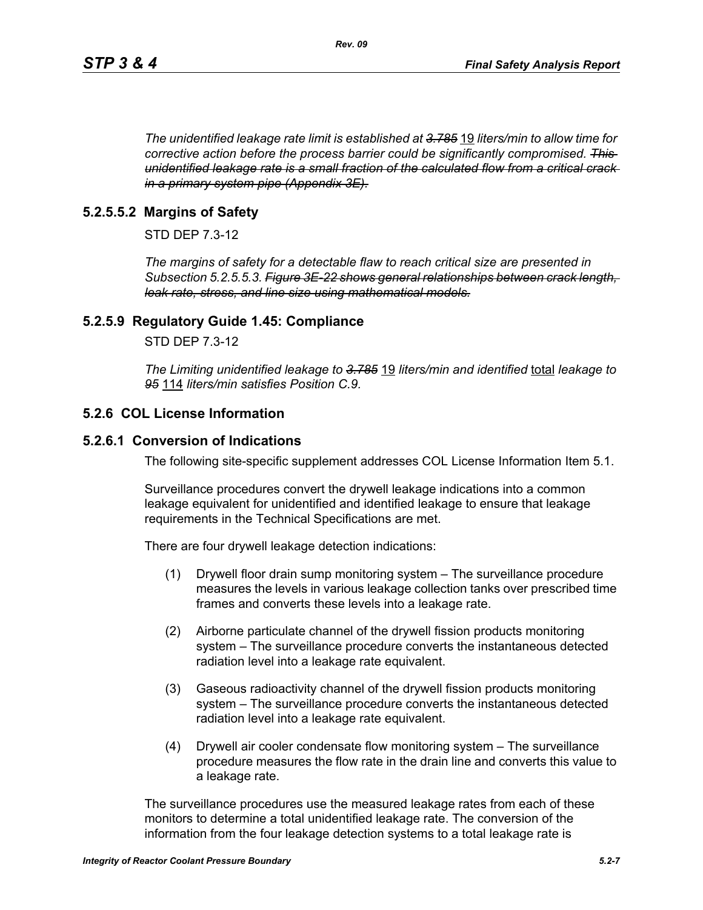*The unidentified leakage rate limit is established at ~~3.785~~* <u>19</u> *liters/min to allow time for corrective action before the process barrier could be significantly compromised. ~~This unidentified leakage rate is a small fraction of the calculated flow from a critical crack in a primary system pipe (Appendix 3E).~~*

### 5.2.5.5.2 Margins of Safety

STD DEP 7.3-12

*The margins of safety for a detectable flaw to reach critical size are presented in Subsection 5.2.5.5.3. ~~Figure 3E-22 shows general relationships between crack length, leak rate, stress, and line size using mathematical models.~~*

### 5.2.5.9 Regulatory Guide 1.45: Compliance

STD DEP 7.3-12

*The Limiting unidentified leakage to ~~3.785~~* <u>19</u> *liters/min and identified* <u>total</u> *leakage to ~~95~~* <u>114</u> *liters/min satisfies Position C.9.*

## 5.2.6 COL License Information

### 5.2.6.1 Conversion of Indications

The following site-specific supplement addresses COL License Information Item 5.1.

Surveillance procedures convert the drywell leakage indications into a common leakage equivalent for unidentified and identified leakage to ensure that leakage requirements in the Technical Specifications are met.

There are four drywell leakage detection indications:

(1) Drywell floor drain sump monitoring system – The surveillance procedure measures the levels in various leakage collection tanks over prescribed time frames and converts these levels into a leakage rate.

(2) Airborne particulate channel of the drywell fission products monitoring system – The surveillance procedure converts the instantaneous detected radiation level into a leakage rate equivalent.

(3) Gaseous radioactivity channel of the drywell fission products monitoring system – The surveillance procedure converts the instantaneous detected radiation level into a leakage rate equivalent.

(4) Drywell air cooler condensate flow monitoring system – The surveillance procedure measures the flow rate in the drain line and converts this value to a leakage rate.

The surveillance procedures use the measured leakage rates from each of these monitors to determine a total unidentified leakage rate. The conversion of the information from the four leakage detection systems to a total leakage rate is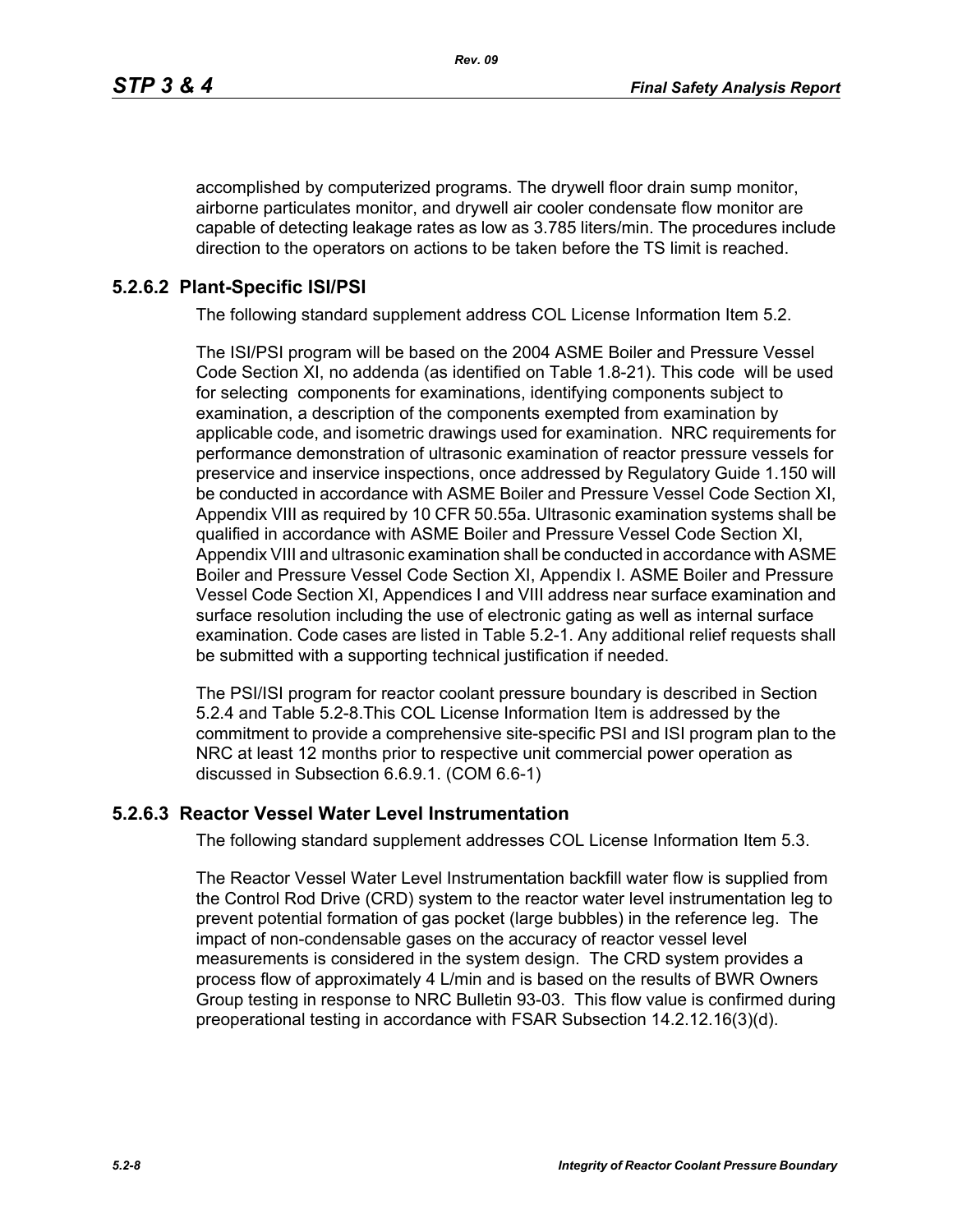accomplished by computerized programs. The drywell floor drain sump monitor, airborne particulates monitor, and drywell air cooler condensate flow monitor are capable of detecting leakage rates as low as 3.785 liters/min. The procedures include direction to the operators on actions to be taken before the TS limit is reached.

### 5.2.6.2 Plant-Specific ISI/PSI

The following standard supplement address COL License Information Item 5.2.

The ISI/PSI program will be based on the 2004 ASME Boiler and Pressure Vessel Code Section XI, no addenda (as identified on Table 1.8-21). This code will be used for selecting components for examinations, identifying components subject to examination, a description of the components exempted from examination by applicable code, and isometric drawings used for examination. NRC requirements for performance demonstration of ultrasonic examination of reactor pressure vessels for preservice and inservice inspections, once addressed by Regulatory Guide 1.150 will be conducted in accordance with ASME Boiler and Pressure Vessel Code Section XI, Appendix VIII as required by 10 CFR 50.55a. Ultrasonic examination systems shall be qualified in accordance with ASME Boiler and Pressure Vessel Code Section XI, Appendix VIII and ultrasonic examination shall be conducted in accordance with ASME Boiler and Pressure Vessel Code Section XI, Appendix I. ASME Boiler and Pressure Vessel Code Section XI, Appendices I and VIII address near surface examination and surface resolution including the use of electronic gating as well as internal surface examination. Code cases are listed in Table 5.2-1. Any additional relief requests shall be submitted with a supporting technical justification if needed.

The PSI/ISI program for reactor coolant pressure boundary is described in Section 5.2.4 and Table 5.2-8.This COL License Information Item is addressed by the commitment to provide a comprehensive site-specific PSI and ISI program plan to the NRC at least 12 months prior to respective unit commercial power operation as discussed in Subsection 6.6.9.1. (COM 6.6-1)

### 5.2.6.3 Reactor Vessel Water Level Instrumentation

The following standard supplement addresses COL License Information Item 5.3.

The Reactor Vessel Water Level Instrumentation backfill water flow is supplied from the Control Rod Drive (CRD) system to the reactor water level instrumentation leg to prevent potential formation of gas pocket (large bubbles) in the reference leg. The impact of non-condensable gases on the accuracy of reactor vessel level measurements is considered in the system design. The CRD system provides a process flow of approximately 4 L/min and is based on the results of BWR Owners Group testing in response to NRC Bulletin 93-03. This flow value is confirmed during preoperational testing in accordance with FSAR Subsection 14.2.12.16(3)(d).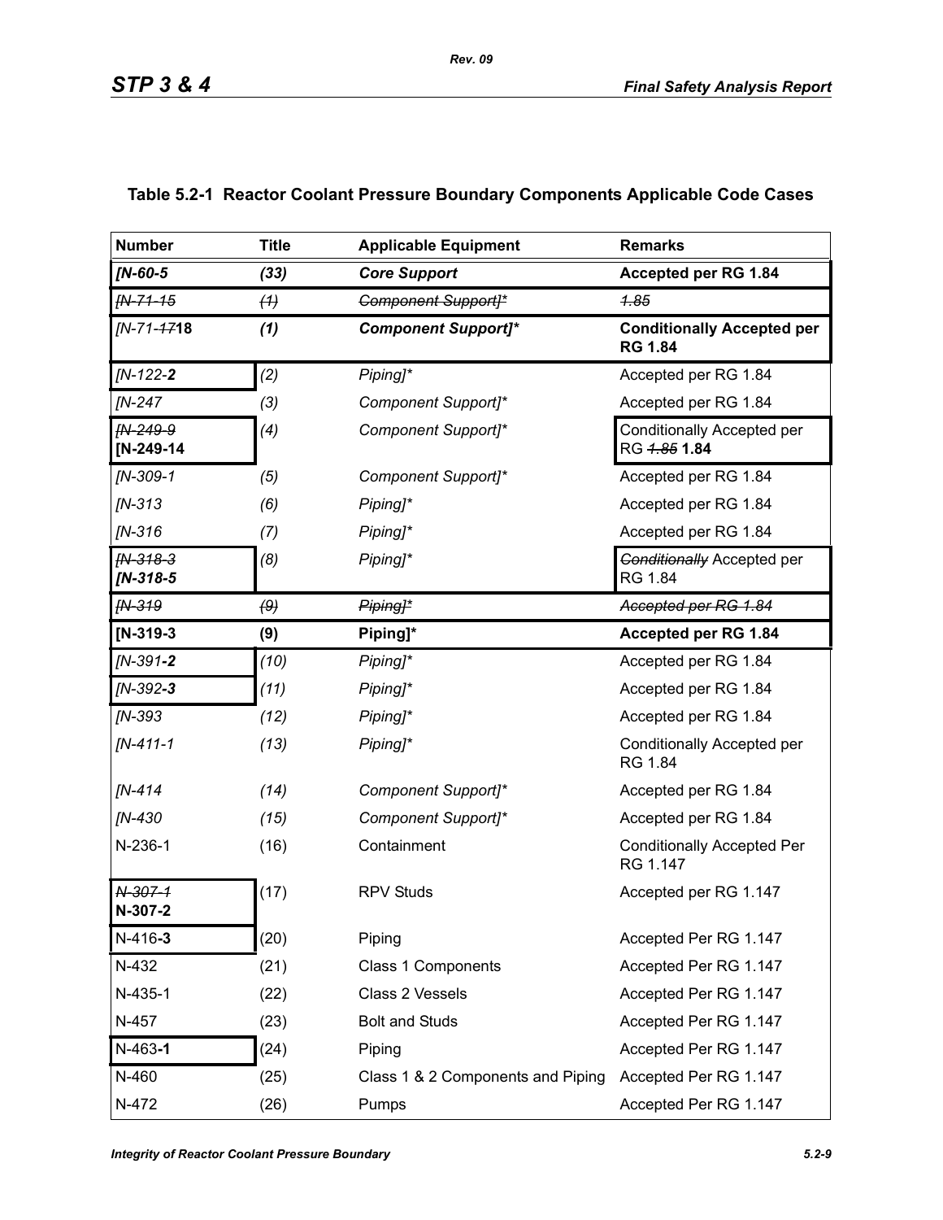## Table 5.2-1 Reactor Coolant Pressure Boundary Components Applicable Code Cases

| Number | Title | Applicable Equipment | Remarks |
|---|---|---|---|
| ***[N-60-5*** | ***(33)*** | ***Core Support*** | **Accepted per RG 1.84** |
| ~~*[N-71-15*~~ | ~~*(1)*~~ | ~~*Component Support]**~~ | ~~*1.85*~~ |
| *[N-71-~~17~~***18** | ***(1)*** | ***Component Support]**** | **Conditionally Accepted per RG 1.84** |
| *[N-122-**2*** | *(2)* | *Piping]** | Accepted per RG 1.84 |
| *[N-247* | *(3)* | *Component Support]** | Accepted per RG 1.84 |
| ~~*[N-249-9*~~ **[N-249-14** | *(4)* | *Component Support]** | Conditionally Accepted per RG ~~*1.85*~~ **1.84** |
| *[N-309-1* | *(5)* | *Component Support]** | Accepted per RG 1.84 |
| *[N-313* | *(6)* | *Piping]** | Accepted per RG 1.84 |
| *[N-316* | *(7)* | *Piping]** | Accepted per RG 1.84 |
| ~~*[N-318-3*~~ ***[N-318-5*** | *(8)* | *Piping]** | ~~*Conditionally*~~ Accepted per RG 1.84 |
| ~~*[N-319*~~ | ~~*(9)*~~ | ~~*Piping]**~~ | ~~*Accepted per RG 1.84*~~ |
| **[N-319-3** | **(9)** | **Piping]*** | **Accepted per RG 1.84** |
| *[N-391-**2*** | *(10)* | *Piping]** | Accepted per RG 1.84 |
| *[N-392-**3*** | *(11)* | *Piping]** | Accepted per RG 1.84 |
| *[N-393* | *(12)* | *Piping]** | Accepted per RG 1.84 |
| *[N-411-1* | *(13)* | *Piping]** | Conditionally Accepted per RG 1.84 |
| *[N-414* | *(14)* | *Component Support]** | Accepted per RG 1.84 |
| *[N-430* | *(15)* | *Component Support]** | Accepted per RG 1.84 |
| N-236-1 | (16) | Containment | Conditionally Accepted Per RG 1.147 |
| ~~*N-307-1*~~ **N-307-2** | (17) | RPV Studs | Accepted per RG 1.147 |
| N-416-**3** | (20) | Piping | Accepted Per RG 1.147 |
| N-432 | (21) | Class 1 Components | Accepted Per RG 1.147 |
| N-435-1 | (22) | Class 2 Vessels | Accepted Per RG 1.147 |
| N-457 | (23) | Bolt and Studs | Accepted Per RG 1.147 |
| N-463-**1** | (24) | Piping | Accepted Per RG 1.147 |
| N-460 | (25) | Class 1 & 2 Components and Piping | Accepted Per RG 1.147 |
| N-472 | (26) | Pumps | Accepted Per RG 1.147 |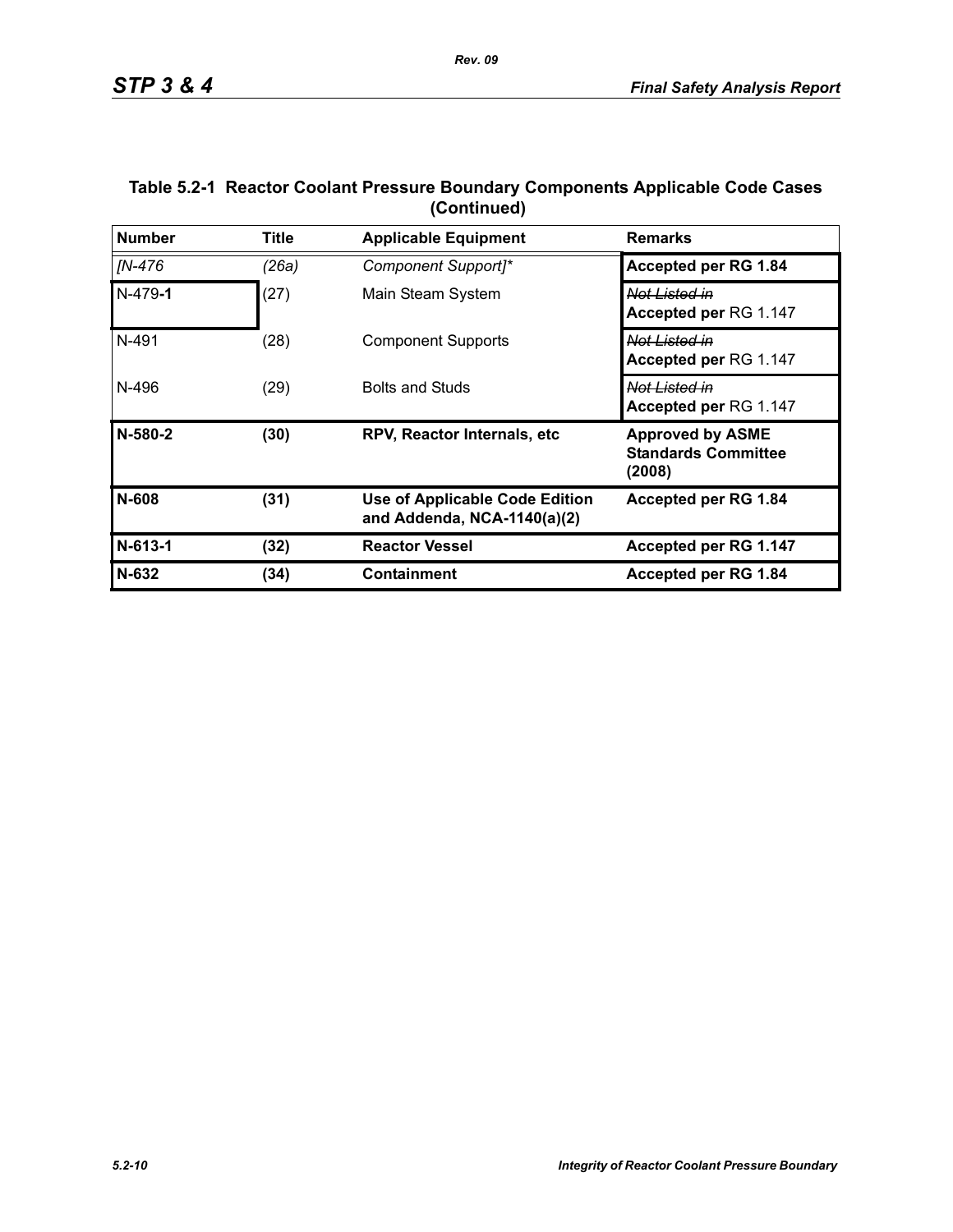**Table 5.2-1 Reactor Coolant Pressure Boundary Components Applicable Code Cases (Continued)**

| Number | Title | Applicable Equipment | Remarks |
|---|---|---|---|
| *[N-476* | *(26a)* | *Component Support]** | **Accepted per RG 1.84** |
| N-479**-1** | (27) | Main Steam System | ~~*Not Listed in*~~ **Accepted per** RG 1.147 |
| N-491 | (28) | Component Supports | ~~*Not Listed in*~~ **Accepted per** RG 1.147 |
| N-496 | (29) | Bolts and Studs | ~~*Not Listed in*~~ **Accepted per** RG 1.147 |
| **N-580-2** | **(30)** | **RPV, Reactor Internals, etc** | **Approved by ASME Standards Committee (2008)** |
| **N-608** | **(31)** | **Use of Applicable Code Edition and Addenda, NCA-1140(a)(2)** | **Accepted per RG 1.84** |
| **N-613-1** | **(32)** | **Reactor Vessel** | **Accepted per RG 1.147** |
| **N-632** | **(34)** | **Containment** | **Accepted per RG 1.84** |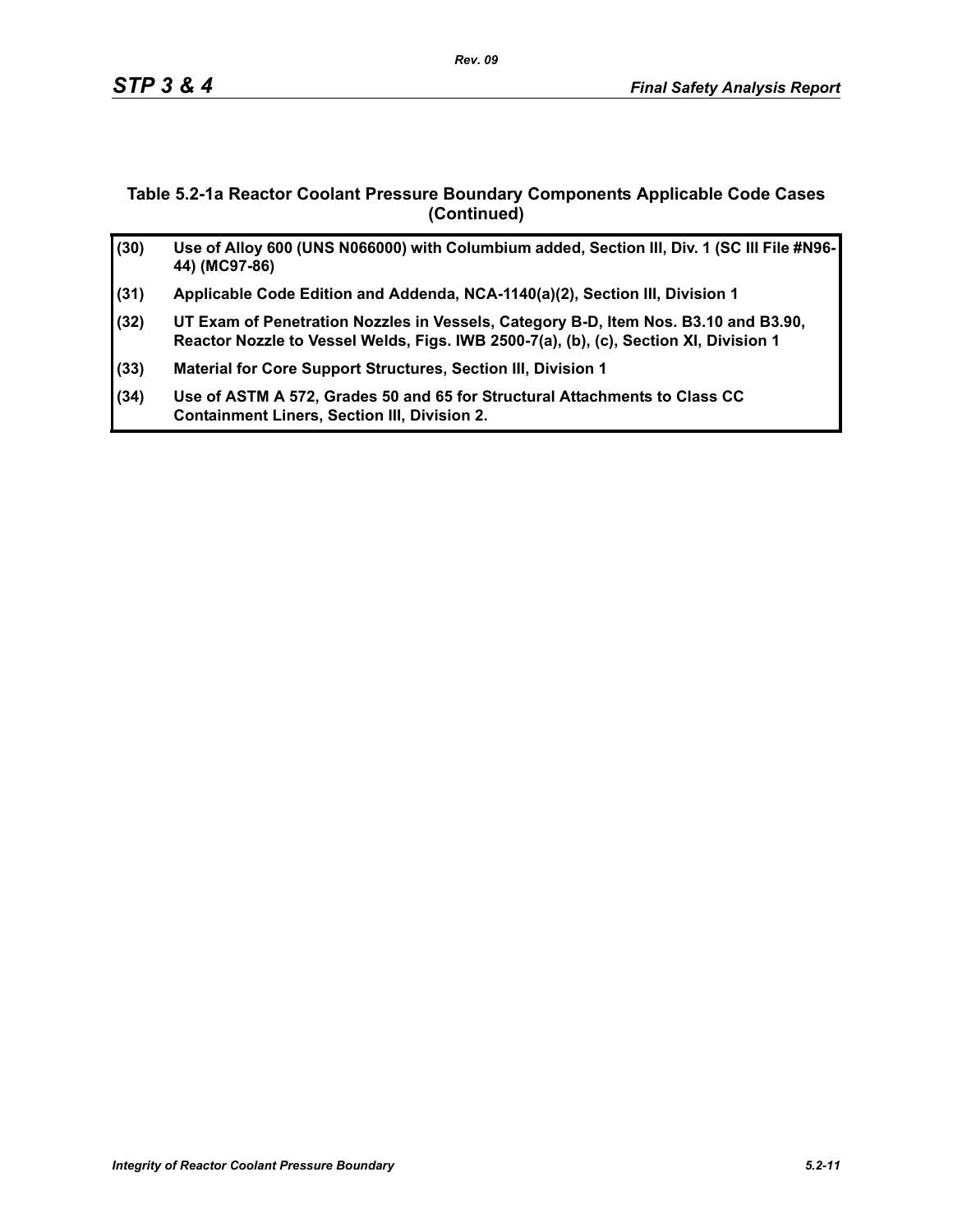### Table 5.2-1a Reactor Coolant Pressure Boundary Components Applicable Code Cases (Continued)

| | |
|---|---|
| **(30)** | **Use of Alloy 600 (UNS N066000) with Columbium added, Section III, Div. 1 (SC III File #N96-44) (MC97-86)** |
| **(31)** | **Applicable Code Edition and Addenda, NCA-1140(a)(2), Section III, Division 1** |
| **(32)** | **UT Exam of Penetration Nozzles in Vessels, Category B-D, Item Nos. B3.10 and B3.90, Reactor Nozzle to Vessel Welds, Figs. IWB 2500-7(a), (b), (c), Section XI, Division 1** |
| **(33)** | **Material for Core Support Structures, Section III, Division 1** |
| **(34)** | **Use of ASTM A 572, Grades 50 and 65 for Structural Attachments to Class CC Containment Liners, Section III, Division 2.** |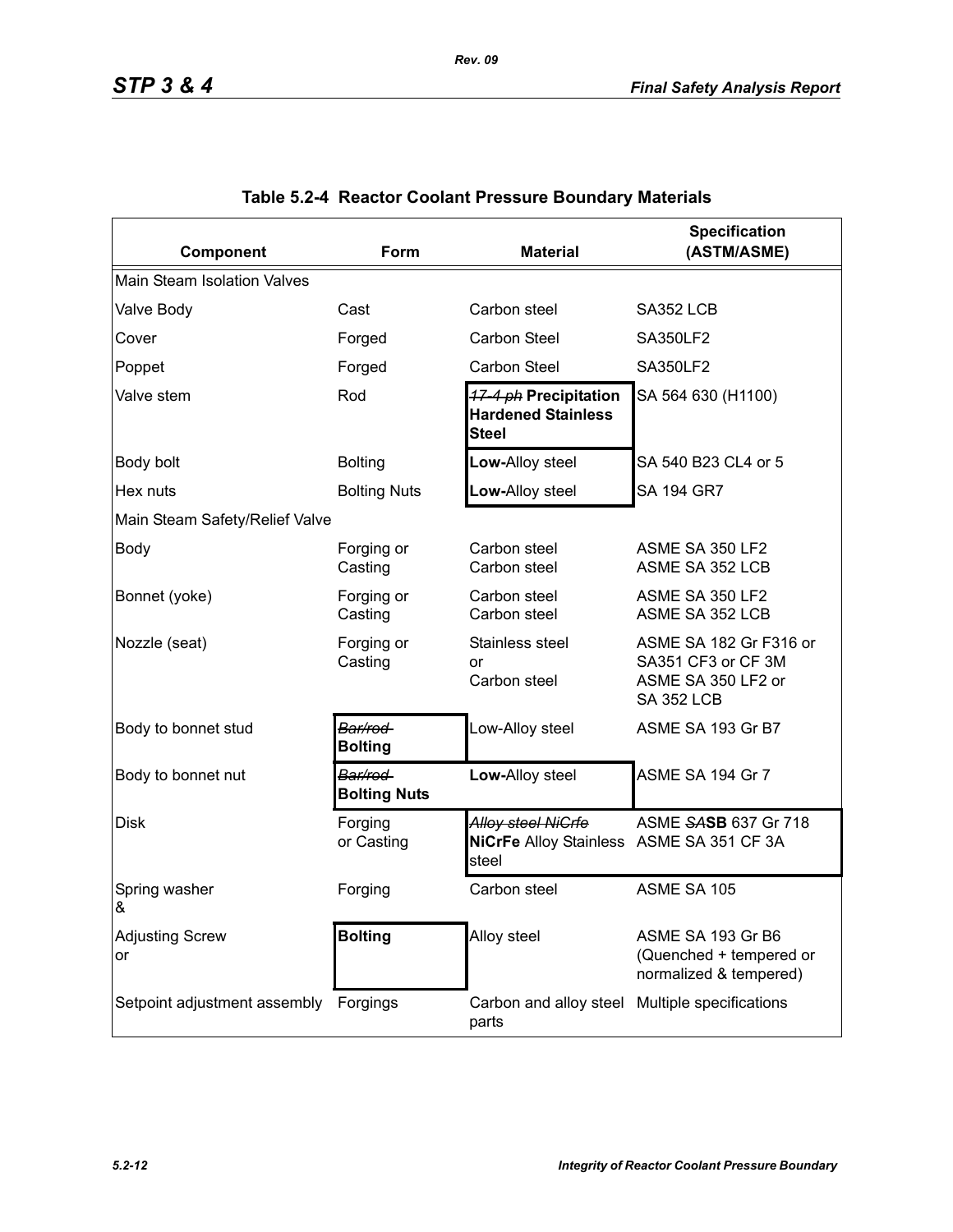## Table 5.2-4 Reactor Coolant Pressure Boundary Materials

| Component | Form | Material | Specification (ASTM/ASME) |
|---|---|---|---|
| Main Steam Isolation Valves | | | |
| Valve Body | Cast | Carbon steel | SA352 LCB |
| Cover | Forged | Carbon Steel | SA350LF2 |
| Poppet | Forged | Carbon Steel | SA350LF2 |
| Valve stem | Rod | ~~17-4 ph~~ **Precipitation Hardened Stainless Steel** | SA 564 630 (H1100) |
| Body bolt | Bolting | **Low-**Alloy steel | SA 540 B23 CL4 or 5 |
| Hex nuts | Bolting Nuts | **Low-**Alloy steel | SA 194 GR7 |
| Main Steam Safety/Relief Valve | | | |
| Body | Forging or Casting | Carbon steel Carbon steel | ASME SA 350 LF2 ASME SA 352 LCB |
| Bonnet (yoke) | Forging or Casting | Carbon steel Carbon steel | ASME SA 350 LF2 ASME SA 352 LCB |
| Nozzle (seat) | Forging or Casting | Stainless steel or Carbon steel | ASME SA 182 Gr F316 or SA351 CF3 or CF 3M ASME SA 350 LF2 or SA 352 LCB |
| Body to bonnet stud | ~~Bar/rod~~ **Bolting** | Low-Alloy steel | ASME SA 193 Gr B7 |
| Body to bonnet nut | ~~Bar/rod~~ **Bolting Nuts** | **Low-**Alloy steel | ASME SA 194 Gr 7 |
| Disk | Forging or Casting | ~~Alloy steel NiCrfe~~ **NiCrFe** Alloy Stainless steel | ASME ~~SA~~**SB** 637 Gr 718 ASME SA 351 CF 3A |
| Spring washer & | Forging | Carbon steel | ASME SA 105 |
| Adjusting Screw or | **Bolting** | Alloy steel | ASME SA 193 Gr B6 (Quenched + tempered or normalized & tempered) |
| Setpoint adjustment assembly | Forgings | Carbon and alloy steel parts | Multiple specifications |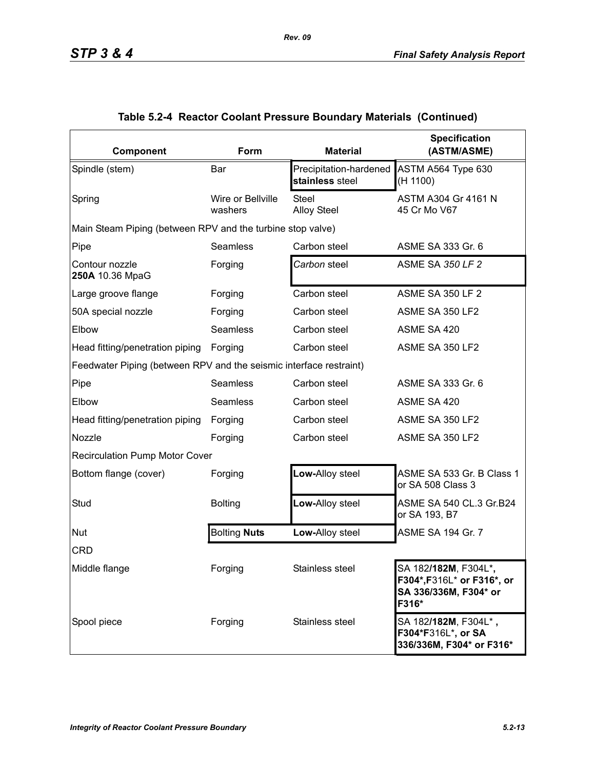## Table 5.2-4 Reactor Coolant Pressure Boundary Materials (Continued)

| Component | Form | Material | Specification (ASTM/ASME) |
|---|---|---|---|
| Spindle (stem) | Bar | Precipitation-hardened **stainless** steel | ASTM A564 Type 630 (H 1100) |
| Spring | Wire or Bellville washers | Steel Alloy Steel | ASTM A304 Gr 4161 N 45 Cr Mo V67 |
| Main Steam Piping (between RPV and the turbine stop valve) | | | |
| Pipe | Seamless | Carbon steel | ASME SA 333 Gr. 6 |
| Contour nozzle **250A** 10.36 MpaG | Forging | *Carbon* steel | ASME SA *350 LF 2* |
| Large groove flange | Forging | Carbon steel | ASME SA 350 LF 2 |
| 50A special nozzle | Forging | Carbon steel | ASME SA 350 LF2 |
| Elbow | Seamless | Carbon steel | ASME SA 420 |
| Head fitting/penetration piping | Forging | Carbon steel | ASME SA 350 LF2 |
| Feedwater Piping (between RPV and the seismic interface restraint) | | | |
| Pipe | Seamless | Carbon steel | ASME SA 333 Gr. 6 |
| Elbow | Seamless | Carbon steel | ASME SA 420 |
| Head fitting/penetration piping | Forging | Carbon steel | ASME SA 350 LF2 |
| Nozzle | Forging | Carbon steel | ASME SA 350 LF2 |
| Recirculation Pump Motor Cover | | | |
| Bottom flange (cover) | Forging | **Low-**Alloy steel | ASME SA 533 Gr. B Class 1 or SA 508 Class 3 |
| Stud | Bolting | **Low-**Alloy steel | ASME SA 540 CL.3 Gr.B24 or SA 193, B7 |
| Nut | Bolting **Nuts** | **Low-**Alloy steel | ASME SA 194 Gr. 7 |
| CRD | | | |
| Middle flange | Forging | Stainless steel | SA 182**/182M**, F304L***, F304*,F**316L* **or F316*, or SA 336/336M, F304* or F316*** |
| Spool piece | Forging | Stainless steel | SA 182**/182M**, F304L* **, F304*F**316L***, or SA 336/336M, F304* or F316*** |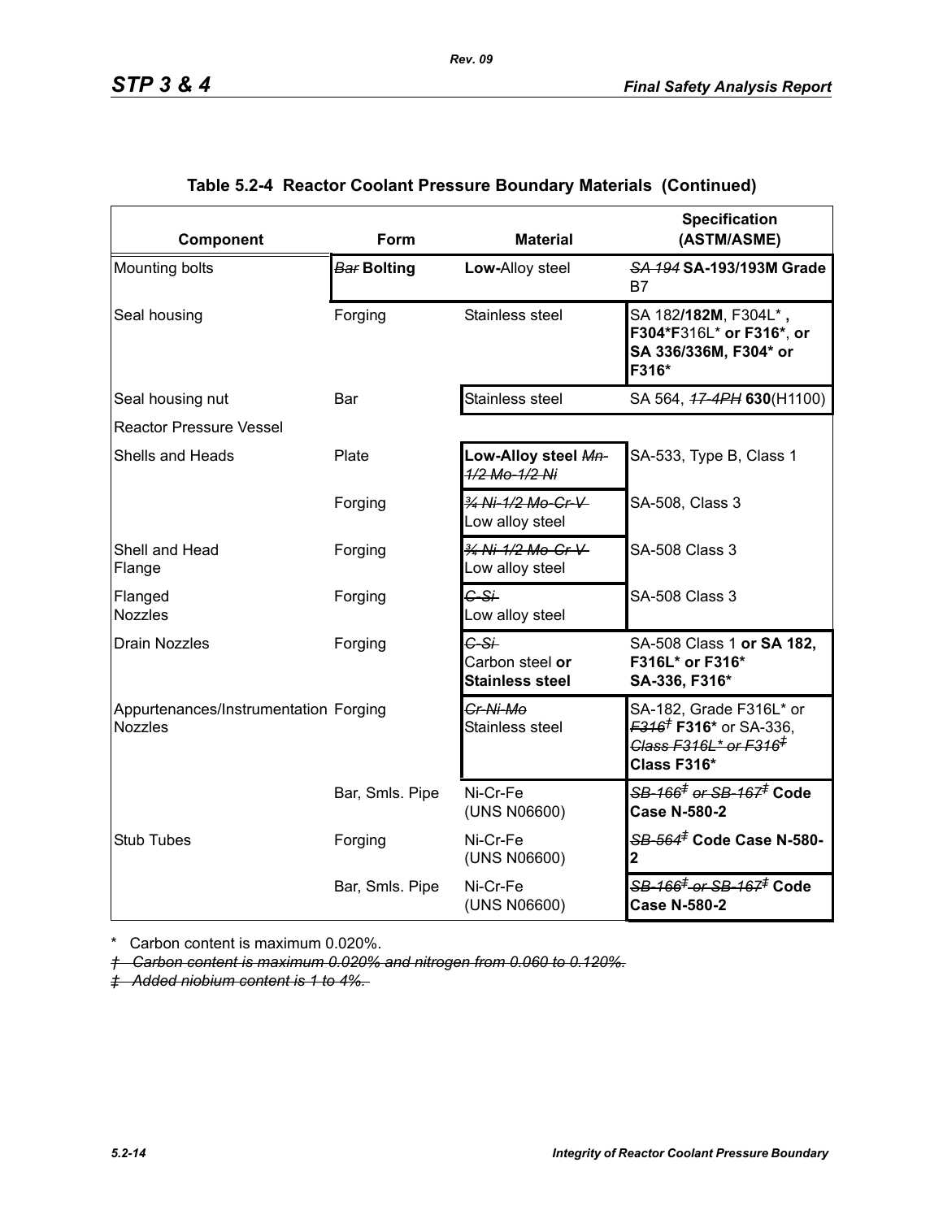## Table 5.2-4 Reactor Coolant Pressure Boundary Materials (Continued)

| Component | Form | Material | Specification (ASTM/ASME) |
|---|---|---|---|
| Mounting bolts | ~~Bar~~ **Bolting** | **Low-**Alloy steel | ~~SA 194~~ **SA-193/193M Grade** B7 |
| Seal housing | Forging | Stainless steel | SA 182**/182M**, F304L* **, F304*****F**316L* **or F316***, **or SA 336/336M, F304* or F316*** |
| Seal housing nut | Bar | Stainless steel | SA 564, ~~17-4PH~~ **630**(H1100) |
| Reactor Pressure Vessel | | | |
| Shells and Heads | Plate | **Low-Alloy steel** ~~Mn-1/2 Mo-1/2 Ni~~ | SA-533, Type B, Class 1 |
| | Forging | ~~¾ Ni-1/2 Mo-Cr-V~~ Low alloy steel | SA-508, Class 3 |
| Shell and Head Flange | Forging | ~~¾ Ni-1/2 Mo-Cr-V~~ Low alloy steel | SA-508 Class 3 |
| Flanged Nozzles | Forging | ~~C-Si~~ Low alloy steel | SA-508 Class 3 |
| Drain Nozzles | Forging | ~~C-Si~~ Carbon steel **or Stainless steel** | SA-508 Class 1 **or SA 182, F316L* or F316* SA-336, F316*** |
| Appurtenances/Instrumentation Nozzles | Forging | ~~Cr-Ni-Mo~~ Stainless steel | SA-182, Grade F316L* or ~~F316†~~ **F316*** or SA-336, ~~Class F316L* or F316‡~~ **Class F316*** |
| | Bar, Smls. Pipe | Ni-Cr-Fe (UNS N06600) | ~~SB-166‡ or SB-167‡~~ **Code Case N-580-2** |
| Stub Tubes | Forging | Ni-Cr-Fe (UNS N06600) | ~~SB-564‡~~ **Code Case N-580-2** |
| | Bar, Smls. Pipe | Ni-Cr-Fe (UNS N06600) | ~~SB-166‡ or SB-167‡~~ **Code Case N-580-2** |

\* Carbon content is maximum 0.020%.

~~† Carbon content is maximum 0.020% and nitrogen from 0.060 to 0.120%.~~

~~‡ Added niobium content is 1 to 4%.~~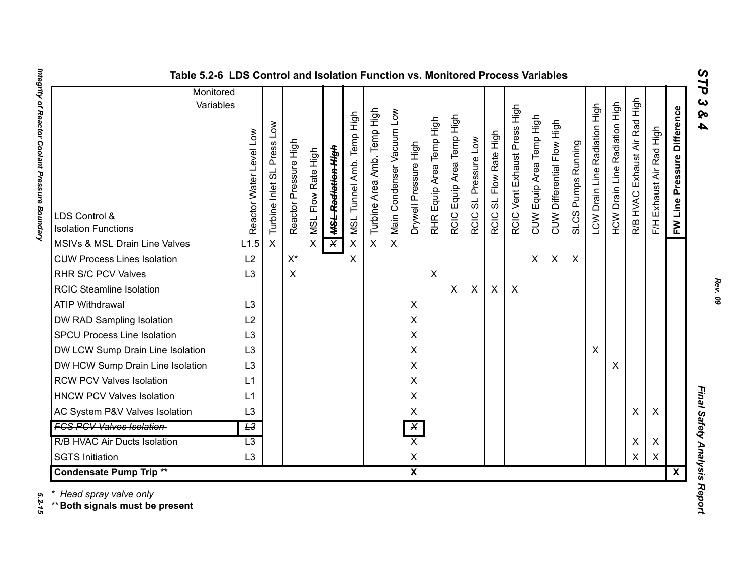**Table 5.2-6 LDS Control and Isolation Function vs. Monitored Process Variables**

| LDS Control & Isolation Functions / Monitored Variables | Reactor Water Level Low | Turbine Inlet SL Press Low | Reactor Pressure High | MSL Flow Rate High | ~~MSL Radiation High~~ | MSL Tunnel Amb. Temp High | Turbine Area Amb. Temp High | Main Condenser Vacuum Low | Drywell Pressure High | RHR Equip Area Temp High | RCIC Equip Area Temp High | RCIC SL Pressure Low | RCIC SL Flow Rate High | RCIC Vent Exhaust Press High | CUW Equip Area Temp High | CUW Differential Flow High | SLCS Pumps Running | LCW Drain Line Radiation High | HCW Drain Line Radiation High | R/B HVAC Exhaust Air Rad High | F/H Exhaust Air Rad High | **FW Line Pressure Difference** |
|---|---|---|---|---|---|---|---|---|---|---|---|---|---|---|---|---|---|---|---|---|---|---|
| MSIVs & MSL Drain Line Valves | L1.5 | X | | X | ~~X~~ | X | X | X | | | | | | | | | | | | | | |
| CUW Process Lines Isolation | L2 | | X* | | | X | | | | | | | | | X | X | X | | | | | |
| RHR S/C PCV Valves | L3 | | X | | | | | | | X | | | | | | | | | | | | |
| RCIC Steamline Isolation | | | | | | | | | | | X | X | X | X | | | | | | | | |
| ATIP Withdrawal | L3 | | | | | | | | X | | | | | | | | | | | | | |
| DW RAD Sampling Isolation | L2 | | | | | | | | X | | | | | | | | | | | | | |
| SPCU Process Line Isolation | L3 | | | | | | | | X | | | | | | | | | | | | | |
| DW LCW Sump Drain Line Isolation | L3 | | | | | | | | X | | | | | | | | | X | | | | |
| DW HCW Sump Drain Line Isolation | L3 | | | | | | | | X | | | | | | | | | | X | | | |
| RCW PCV Valves Isolation | L1 | | | | | | | | X | | | | | | | | | | | | | |
| HNCW PCV Valves Isolation | L1 | | | | | | | | X | | | | | | | | | | | | | |
| AC System P&V Valves Isolation | L3 | | | | | | | | X | | | | | | | | | | | X | X | |
| ~~FCS PCV Valves Isolation~~ | ~~L3~~ | | | | | | | | ~~X~~ | | | | | | | | | | | | | |
| R/B HVAC Air Ducts Isolation | L3 | | | | | | | | X | | | | | | | | | | | X | X | |
| SGTS Initiation | L3 | | | | | | | | X | | | | | | | | | | | X | X | |
| **Condensate Pump Trip \*\*** | | | | | | | | | **X** | | | | | | | | | | | | | **X** |

\* *Head spray valve only*

\*\* **Both signals must be present**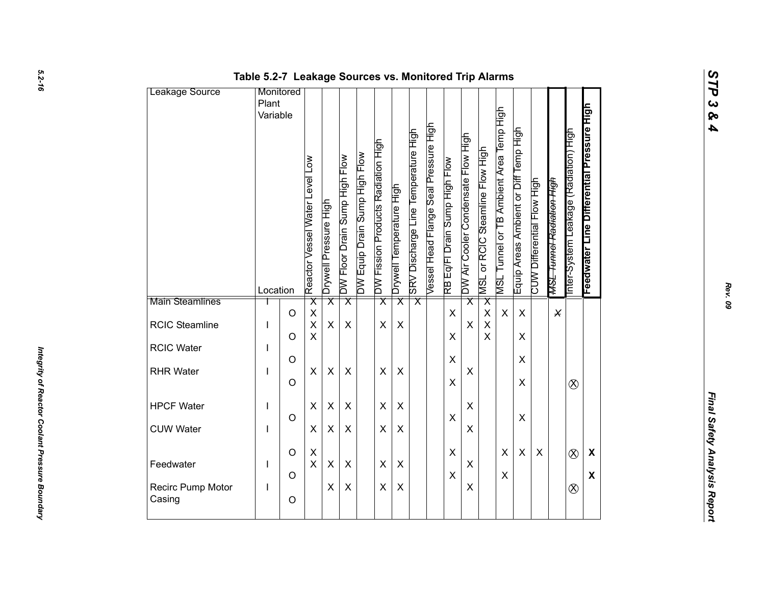**Table 5.2-7 Leakage Sources vs. Monitored Trip Alarms**

| Leakage Source | Monitored Plant Variable Location | Reactor Vessel Water Level Low | Drywell Pressure High | DW Floor Drain Sump High Flow | DW Equip Drain Sump High Flow | DW Fission Products Radiation High | Drywell Temperature High | SRV Discharge Line Temperature High | Vessel Head Flange Seal Pressure High | RB Eq/Fl Drain Sump High Flow | DW Air Cooler Condensate Flow High | MSL or RCIC Steamline Flow High | MSL Tunnel or TB Ambient Area Temp High | Equip Areas Ambient or Diff Temp High | CUW Differential Flow High | ~~MSL Tunnel Radiation High~~ | Inter-System Leakage (Radiation) High | **Feedwater Line Differential Pressure High** |
|---|---|---|---|---|---|---|---|---|---|---|---|---|---|---|---|---|---|---|
| Main Steamlines | I | X | X | X | | X | X | X | | | X | X | | | | | | |
| | O | X | | | | | | | | X | | X | X | X | | ~~X~~ | | |
| RCIC Steamline | I | X | X | X | | X | X | | | | X | X | | | | | | |
| | O | X | | | | | | | | X | | X | | X | | | | |
| RCIC Water | I | | | | | | | | | | | | | | | | | |
| | O | | | | | | | | | X | | | | X | | | | |
| RHR Water | I | X | X | X | | X | X | | | | X | | | | | | | |
| | O | | | | | | | | | X | | | | X | | | ⊗ | |
| HPCF Water | I | X | X | X | | X | X | | | | X | | | | | | | |
| | O | | | | | | | | | X | | | | X | | | | |
| CUW Water | I | X | X | X | | X | X | | | | X | | | | | | | |
| | O | X | | | | | | | | X | | | X | X | X | | ⊗ | **X** |
| Feedwater | I | X | X | X | | X | X | | | | X | | | | | | | |
| | O | | | | | | | | | X | | | X | | | | | **X** |
| Recirc Pump Motor Casing | I | | X | X | | X | X | | | | X | | | | | | ⊗ | |
| | O | | | | | | | | | | | | | | | | | |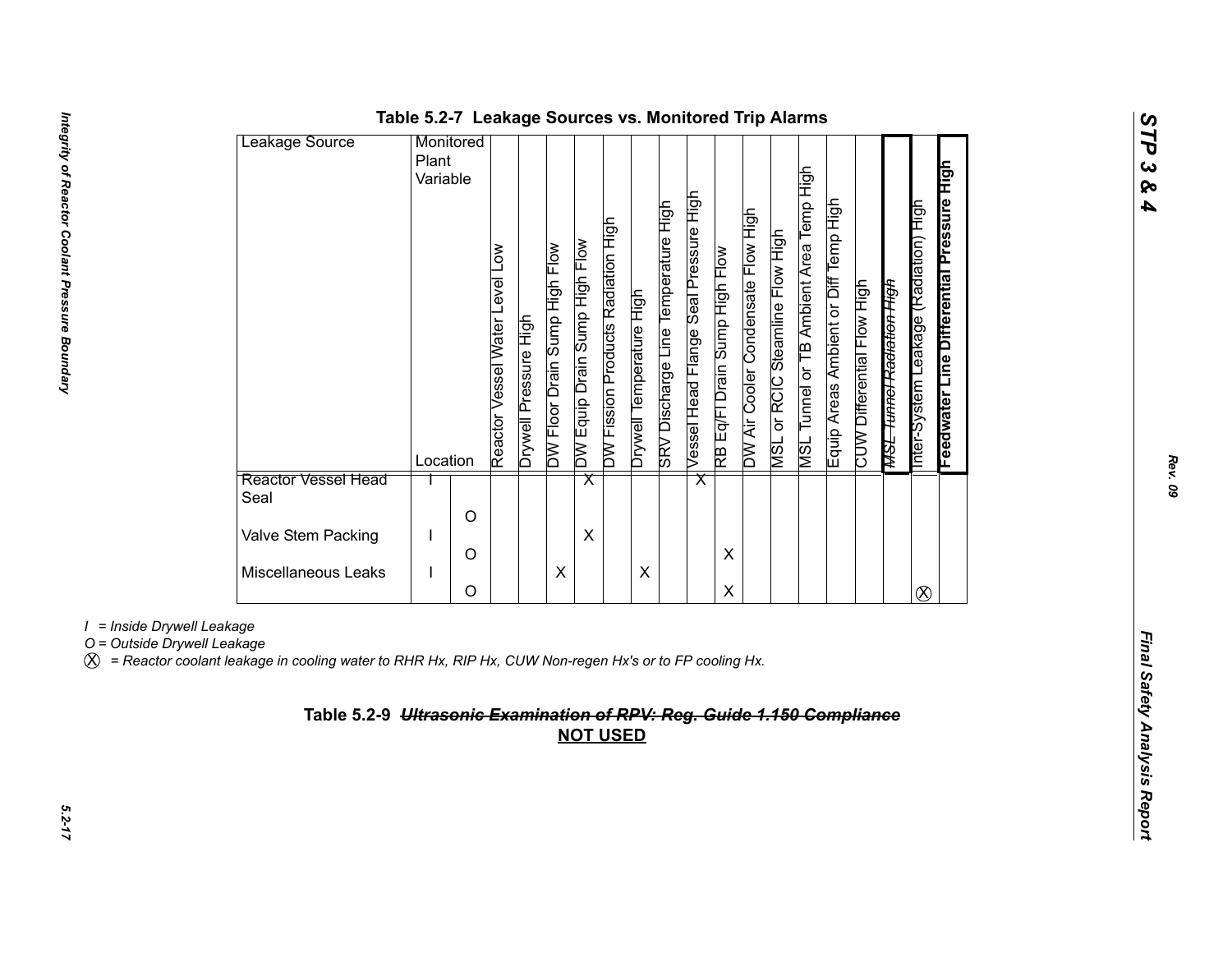**Table 5.2-7 Leakage Sources vs. Monitored Trip Alarms**

| Leakage Source | Monitored Plant Variable / Location | | Reactor Vessel Water Level Low | Drywell Pressure High | DW Floor Drain Sump High Flow | DW Equip Drain Sump High Flow | DW Fission Products Radiation High | Drywell Temperature High | SRV Discharge Line Temperature High | Vessel Head Flange Seal Pressure High | RB Eq/Fl Drain Sump High Flow | DW Air Cooler Condensate Flow High | MSL or RCIC Steamline Flow High | MSL Tunnel or TB Ambient Area Temp High | Equip Areas Ambient or Diff Temp High | CUW Differential Flow High | MSL ~~Tunnel Radiation High~~ | Inter-System Leakage (Radiation) High | **Feedwater Line Differential Pressure High** |
|---|---|---|---|---|---|---|---|---|---|---|---|---|---|---|---|---|---|---|---|
| Reactor Vessel Head Seal | I | | | | | X | | | | X | | | | | | | | | |
| | | O | | | | | | | | | | | | | | | | | |
| Valve Stem Packing | I | | | | | X | | | | | | | | | | | | | |
| | | O | | | | | | | | | X | | | | | | | | |
| Miscellaneous Leaks | I | | | | X | | | X | | | | | | | | | | | |
| | | O | | | | | | | | | X | | | | | | | ⓧ | |

*I = Inside Drywell Leakage*

*O = Outside Drywell Leakage*

*ⓧ = Reactor coolant leakage in cooling water to RHR Hx, RIP Hx, CUW Non-regen Hx's or to FP cooling Hx.*

**Table 5.2-9 ~~*Ultrasonic Examination of RPV: Reg. Guide 1.150 Compliance*~~**

**NOT USED**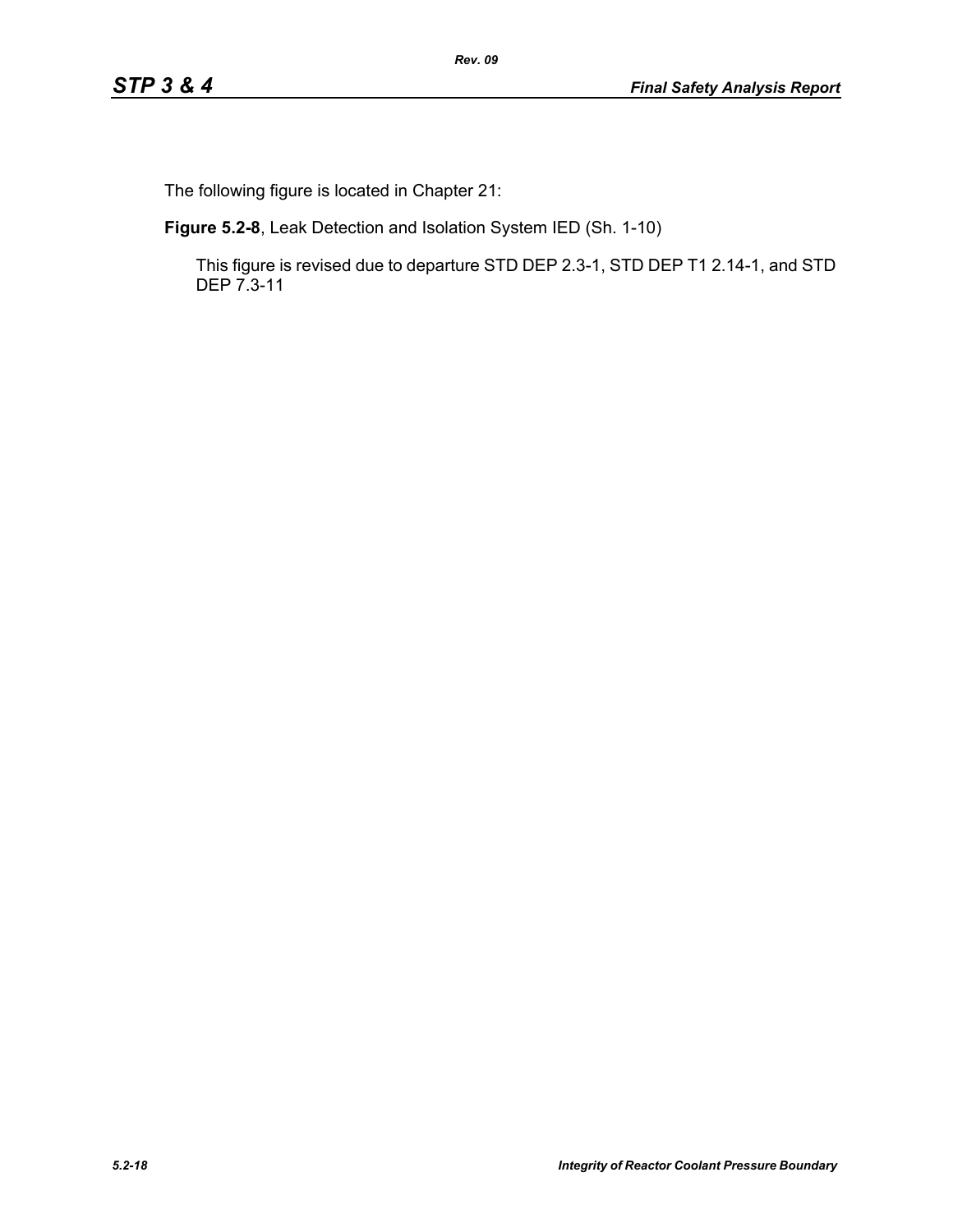The following figure is located in Chapter 21:

**Figure 5.2-8**, Leak Detection and Isolation System IED (Sh. 1-10)

This figure is revised due to departure STD DEP 2.3-1, STD DEP T1 2.14-1, and STD DEP 7.3-11